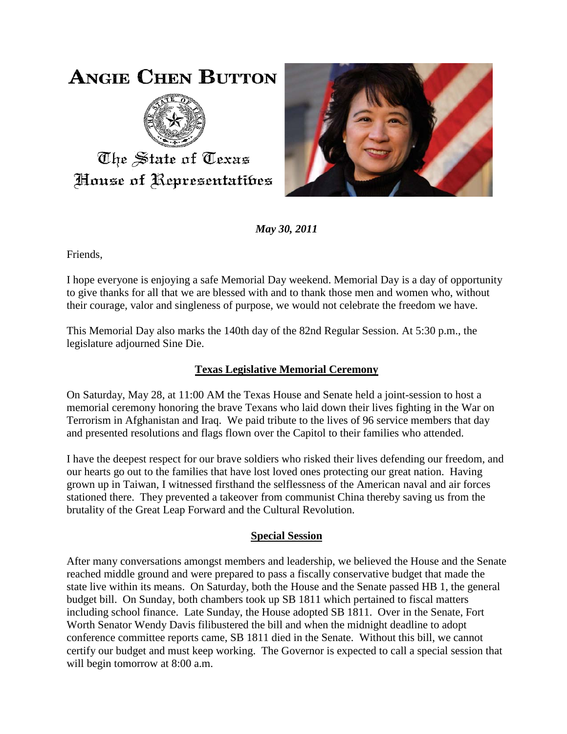# Angie Chen Button

The State of Texas
House of Representatives

***May 30, 2011***

Friends,

I hope everyone is enjoying a safe Memorial Day weekend. Memorial Day is a day of opportunity to give thanks for all that we are blessed with and to thank those men and women who, without their courage, valor and singleness of purpose, we would not celebrate the freedom we have.

This Memorial Day also marks the 140th day of the 82nd Regular Session. At 5:30 p.m., the legislature adjourned Sine Die.

## **Texas Legislative Memorial Ceremony**

On Saturday, May 28, at 11:00 AM the Texas House and Senate held a joint-session to host a memorial ceremony honoring the brave Texans who laid down their lives fighting in the War on Terrorism in Afghanistan and Iraq. We paid tribute to the lives of 96 service members that day and presented resolutions and flags flown over the Capitol to their families who attended.

I have the deepest respect for our brave soldiers who risked their lives defending our freedom, and our hearts go out to the families that have lost loved ones protecting our great nation. Having grown up in Taiwan, I witnessed firsthand the selflessness of the American naval and air forces stationed there. They prevented a takeover from communist China thereby saving us from the brutality of the Great Leap Forward and the Cultural Revolution.

## **Special Session**

After many conversations amongst members and leadership, we believed the House and the Senate reached middle ground and were prepared to pass a fiscally conservative budget that made the state live within its means. On Saturday, both the House and the Senate passed HB 1, the general budget bill. On Sunday, both chambers took up SB 1811 which pertained to fiscal matters including school finance. Late Sunday, the House adopted SB 1811. Over in the Senate, Fort Worth Senator Wendy Davis filibustered the bill and when the midnight deadline to adopt conference committee reports came, SB 1811 died in the Senate. Without this bill, we cannot certify our budget and must keep working. The Governor is expected to call a special session that will begin tomorrow at 8:00 a.m.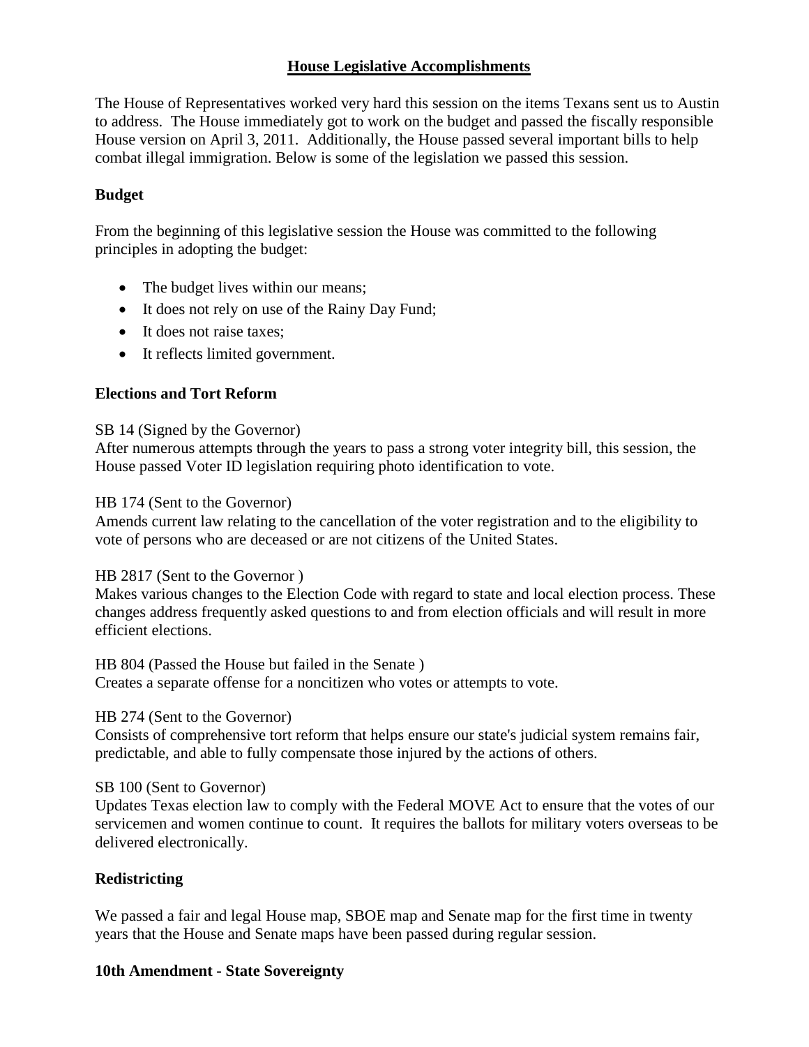## House Legislative Accomplishments

The House of Representatives worked very hard this session on the items Texans sent us to Austin to address. The House immediately got to work on the budget and passed the fiscally responsible House version on April 3, 2011. Additionally, the House passed several important bills to help combat illegal immigration. Below is some of the legislation we passed this session.

### Budget

From the beginning of this legislative session the House was committed to the following principles in adopting the budget:

- The budget lives within our means;
- It does not rely on use of the Rainy Day Fund;
- It does not raise taxes;
- It reflects limited government.

### Elections and Tort Reform

SB 14 (Signed by the Governor)
After numerous attempts through the years to pass a strong voter integrity bill, this session, the House passed Voter ID legislation requiring photo identification to vote.

HB 174 (Sent to the Governor)
Amends current law relating to the cancellation of the voter registration and to the eligibility to vote of persons who are deceased or are not citizens of the United States.

HB 2817 (Sent to the Governor )
Makes various changes to the Election Code with regard to state and local election process. These changes address frequently asked questions to and from election officials and will result in more efficient elections.

HB 804 (Passed the House but failed in the Senate )
Creates a separate offense for a noncitizen who votes or attempts to vote.

HB 274 (Sent to the Governor)
Consists of comprehensive tort reform that helps ensure our state's judicial system remains fair, predictable, and able to fully compensate those injured by the actions of others.

SB 100 (Sent to Governor)
Updates Texas election law to comply with the Federal MOVE Act to ensure that the votes of our servicemen and women continue to count. It requires the ballots for military voters overseas to be delivered electronically.

### Redistricting

We passed a fair and legal House map, SBOE map and Senate map for the first time in twenty years that the House and Senate maps have been passed during regular session.

### 10th Amendment - State Sovereignty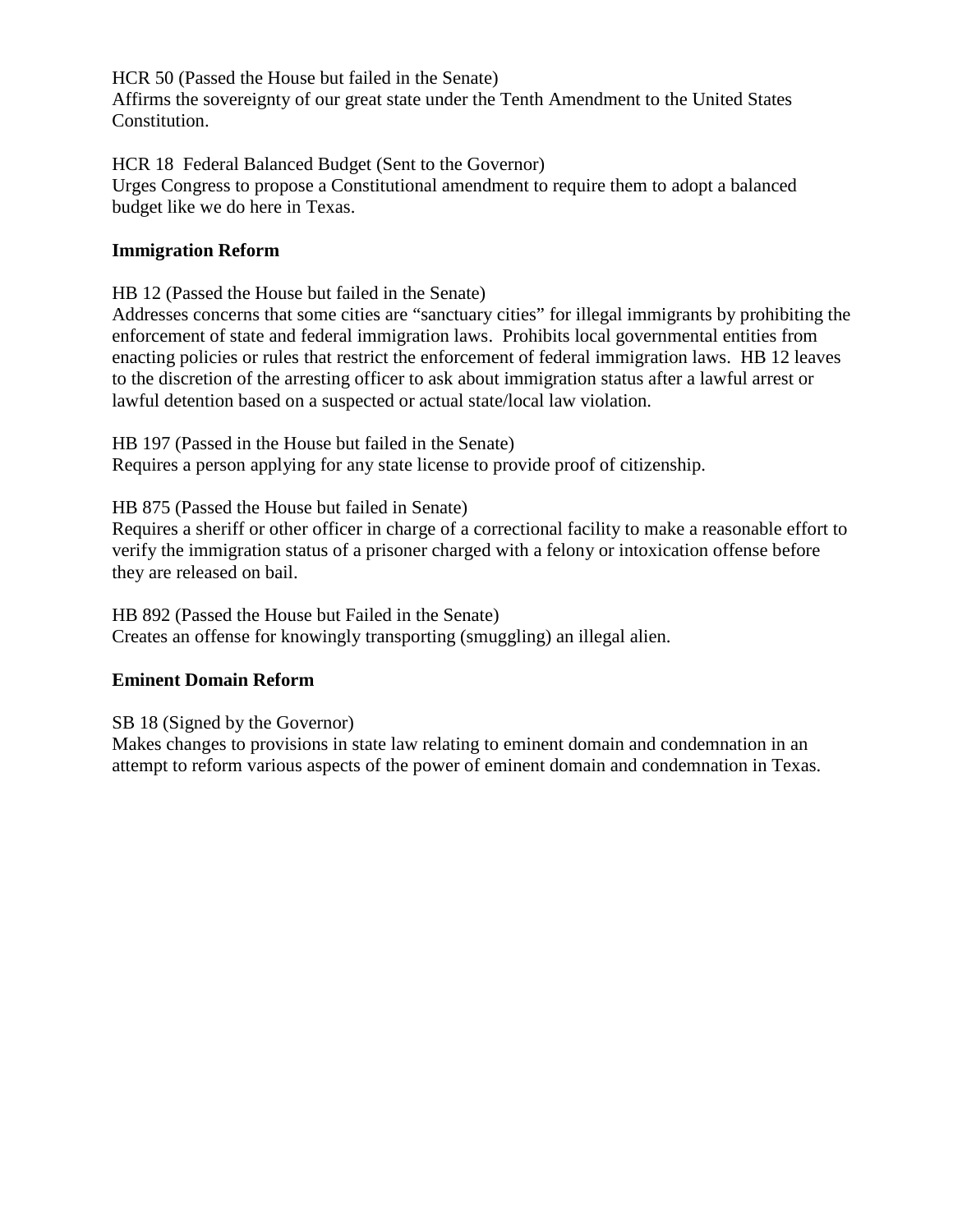HCR 50 (Passed the House but failed in the Senate)
Affirms the sovereignty of our great state under the Tenth Amendment to the United States Constitution.

HCR 18 Federal Balanced Budget (Sent to the Governor)
Urges Congress to propose a Constitutional amendment to require them to adopt a balanced budget like we do here in Texas.

**Immigration Reform**

HB 12 (Passed the House but failed in the Senate)
Addresses concerns that some cities are "sanctuary cities" for illegal immigrants by prohibiting the enforcement of state and federal immigration laws. Prohibits local governmental entities from enacting policies or rules that restrict the enforcement of federal immigration laws. HB 12 leaves to the discretion of the arresting officer to ask about immigration status after a lawful arrest or lawful detention based on a suspected or actual state/local law violation.

HB 197 (Passed in the House but failed in the Senate)
Requires a person applying for any state license to provide proof of citizenship.

HB 875 (Passed the House but failed in Senate)
Requires a sheriff or other officer in charge of a correctional facility to make a reasonable effort to verify the immigration status of a prisoner charged with a felony or intoxication offense before they are released on bail.

HB 892 (Passed the House but Failed in the Senate)
Creates an offense for knowingly transporting (smuggling) an illegal alien.

**Eminent Domain Reform**

SB 18 (Signed by the Governor)
Makes changes to provisions in state law relating to eminent domain and condemnation in an attempt to reform various aspects of the power of eminent domain and condemnation in Texas.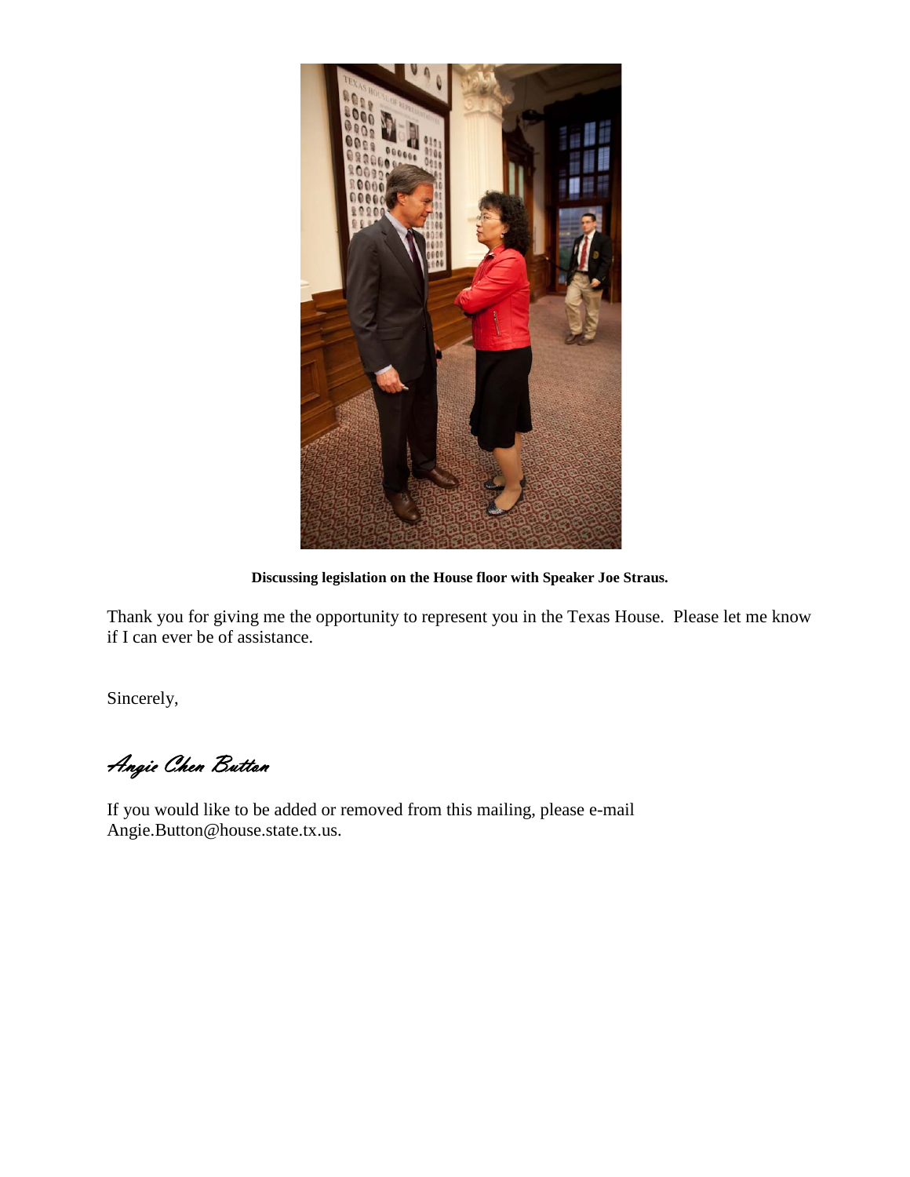**Discussing legislation on the House floor with Speaker Joe Straus.**

Thank you for giving me the opportunity to represent you in the Texas House. Please let me know if I can ever be of assistance.

Sincerely,

*Angie Chen Button*

If you would like to be added or removed from this mailing, please e-mail Angie.Button@house.state.tx.us.